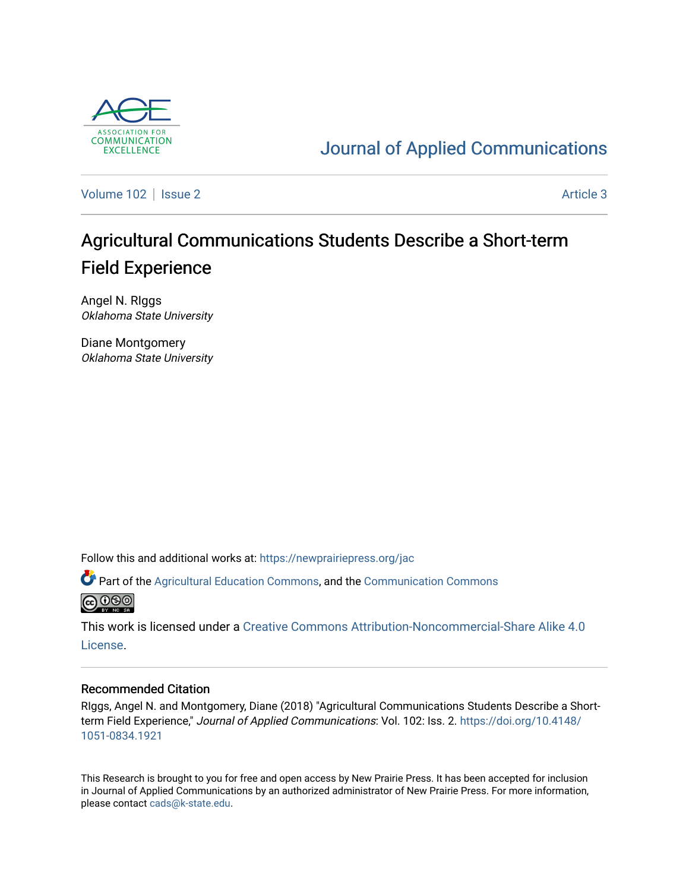ASSOCIATION FOR COMMUNICATION EXCELLENCE

Journal of Applied Communications

Volume 102 | Issue 2 Article 3

# Agricultural Communications Students Describe a Short-term Field Experience

Angel N. RIggs
*Oklahoma State University*

Diane Montgomery
*Oklahoma State University*

Follow this and additional works at: https://newprairiepress.org/jac

Part of the Agricultural Education Commons, and the Communication Commons

This work is licensed under a Creative Commons Attribution-Noncommercial-Share Alike 4.0 License.

### Recommended Citation

RIggs, Angel N. and Montgomery, Diane (2018) "Agricultural Communications Students Describe a Short-term Field Experience," *Journal of Applied Communications*: Vol. 102: Iss. 2. https://doi.org/10.4148/1051-0834.1921

This Research is brought to you for free and open access by New Prairie Press. It has been accepted for inclusion in Journal of Applied Communications by an authorized administrator of New Prairie Press. For more information, please contact cads@k-state.edu.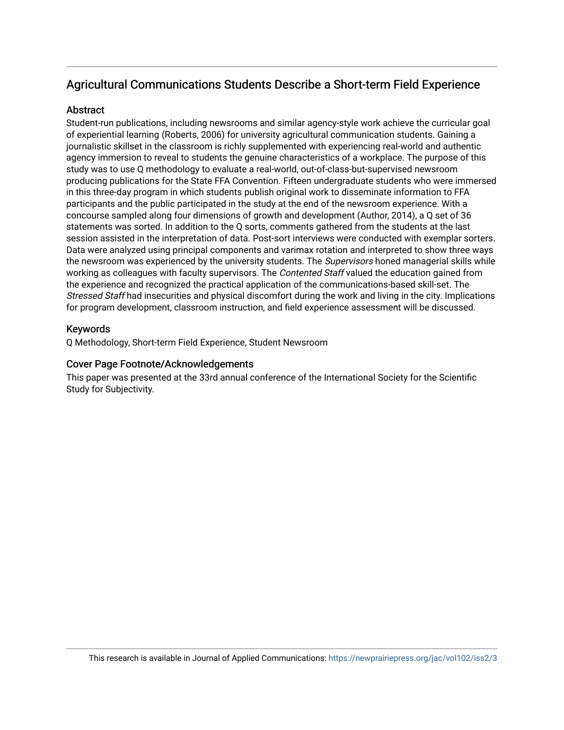## Agricultural Communications Students Describe a Short-term Field Experience

### Abstract

Student-run publications, including newsrooms and similar agency-style work achieve the curricular goal of experiential learning (Roberts, 2006) for university agricultural communication students. Gaining a journalistic skillset in the classroom is richly supplemented with experiencing real-world and authentic agency immersion to reveal to students the genuine characteristics of a workplace. The purpose of this study was to use Q methodology to evaluate a real-world, out-of-class-but-supervised newsroom producing publications for the State FFA Convention. Fifteen undergraduate students who were immersed in this three-day program in which students publish original work to disseminate information to FFA participants and the public participated in the study at the end of the newsroom experience. With a concourse sampled along four dimensions of growth and development (Author, 2014), a Q set of 36 statements was sorted. In addition to the Q sorts, comments gathered from the students at the last session assisted in the interpretation of data. Post-sort interviews were conducted with exemplar sorters. Data were analyzed using principal components and varimax rotation and interpreted to show three ways the newsroom was experienced by the university students. The *Supervisors* honed managerial skills while working as colleagues with faculty supervisors. The *Contented Staff* valued the education gained from the experience and recognized the practical application of the communications-based skill-set. The *Stressed Staff* had insecurities and physical discomfort during the work and living in the city. Implications for program development, classroom instruction, and field experience assessment will be discussed.

### Keywords

Q Methodology, Short-term Field Experience, Student Newsroom

### Cover Page Footnote/Acknowledgements

This paper was presented at the 33rd annual conference of the International Society for the Scientific Study for Subjectivity.

This research is available in Journal of Applied Communications: https://newprairiepress.org/jac/vol102/iss2/3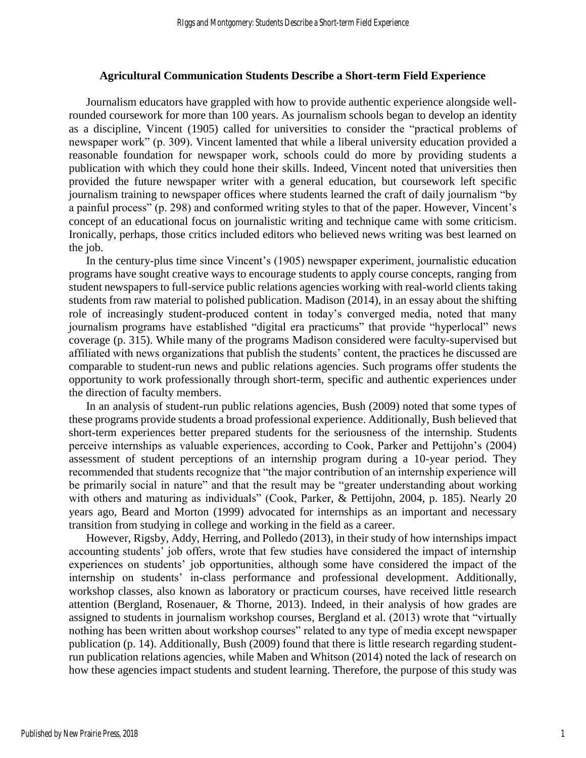## Agricultural Communication Students Describe a Short-term Field Experience

Journalism educators have grappled with how to provide authentic experience alongside well-rounded coursework for more than 100 years. As journalism schools began to develop an identity as a discipline, Vincent (1905) called for universities to consider the "practical problems of newspaper work" (p. 309). Vincent lamented that while a liberal university education provided a reasonable foundation for newspaper work, schools could do more by providing students a publication with which they could hone their skills. Indeed, Vincent noted that universities then provided the future newspaper writer with a general education, but coursework left specific journalism training to newspaper offices where students learned the craft of daily journalism "by a painful process" (p. 298) and conformed writing styles to that of the paper. However, Vincent's concept of an educational focus on journalistic writing and technique came with some criticism. Ironically, perhaps, those critics included editors who believed news writing was best learned on the job.

In the century-plus time since Vincent's (1905) newspaper experiment, journalistic education programs have sought creative ways to encourage students to apply course concepts, ranging from student newspapers to full-service public relations agencies working with real-world clients taking students from raw material to polished publication. Madison (2014), in an essay about the shifting role of increasingly student-produced content in today's converged media, noted that many journalism programs have established "digital era practicums" that provide "hyperlocal" news coverage (p. 315). While many of the programs Madison considered were faculty-supervised but affiliated with news organizations that publish the students' content, the practices he discussed are comparable to student-run news and public relations agencies. Such programs offer students the opportunity to work professionally through short-term, specific and authentic experiences under the direction of faculty members.

In an analysis of student-run public relations agencies, Bush (2009) noted that some types of these programs provide students a broad professional experience. Additionally, Bush believed that short-term experiences better prepared students for the seriousness of the internship. Students perceive internships as valuable experiences, according to Cook, Parker and Pettijohn's (2004) assessment of student perceptions of an internship program during a 10-year period. They recommended that students recognize that "the major contribution of an internship experience will be primarily social in nature" and that the result may be "greater understanding about working with others and maturing as individuals" (Cook, Parker, & Pettijohn, 2004, p. 185). Nearly 20 years ago, Beard and Morton (1999) advocated for internships as an important and necessary transition from studying in college and working in the field as a career.

However, Rigsby, Addy, Herring, and Polledo (2013), in their study of how internships impact accounting students' job offers, wrote that few studies have considered the impact of internship experiences on students' job opportunities, although some have considered the impact of the internship on students' in-class performance and professional development. Additionally, workshop classes, also known as laboratory or practicum courses, have received little research attention (Bergland, Rosenauer, & Thorne, 2013). Indeed, in their analysis of how grades are assigned to students in journalism workshop courses, Bergland et al. (2013) wrote that "virtually nothing has been written about workshop courses" related to any type of media except newspaper publication (p. 14). Additionally, Bush (2009) found that there is little research regarding student-run publication relations agencies, while Maben and Whitson (2014) noted the lack of research on how these agencies impact students and student learning. Therefore, the purpose of this study was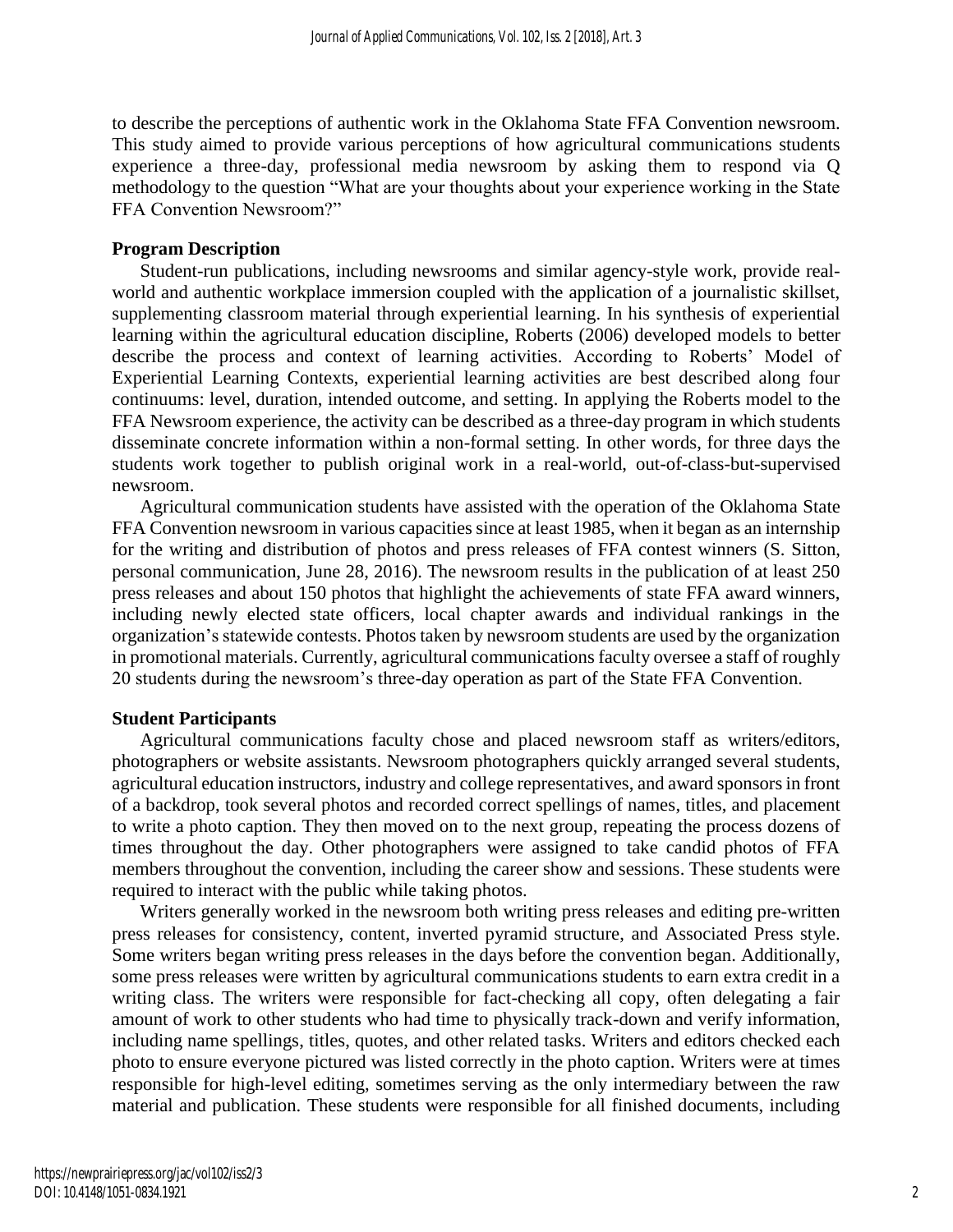to describe the perceptions of authentic work in the Oklahoma State FFA Convention newsroom. This study aimed to provide various perceptions of how agricultural communications students experience a three-day, professional media newsroom by asking them to respond via Q methodology to the question "What are your thoughts about your experience working in the State FFA Convention Newsroom?"

### Program Description

Student-run publications, including newsrooms and similar agency-style work, provide real-world and authentic workplace immersion coupled with the application of a journalistic skillset, supplementing classroom material through experiential learning. In his synthesis of experiential learning within the agricultural education discipline, Roberts (2006) developed models to better describe the process and context of learning activities. According to Roberts' Model of Experiential Learning Contexts, experiential learning activities are best described along four continuums: level, duration, intended outcome, and setting. In applying the Roberts model to the FFA Newsroom experience, the activity can be described as a three-day program in which students disseminate concrete information within a non-formal setting. In other words, for three days the students work together to publish original work in a real-world, out-of-class-but-supervised newsroom.

Agricultural communication students have assisted with the operation of the Oklahoma State FFA Convention newsroom in various capacities since at least 1985, when it began as an internship for the writing and distribution of photos and press releases of FFA contest winners (S. Sitton, personal communication, June 28, 2016). The newsroom results in the publication of at least 250 press releases and about 150 photos that highlight the achievements of state FFA award winners, including newly elected state officers, local chapter awards and individual rankings in the organization's statewide contests. Photos taken by newsroom students are used by the organization in promotional materials. Currently, agricultural communications faculty oversee a staff of roughly 20 students during the newsroom's three-day operation as part of the State FFA Convention.

### Student Participants

Agricultural communications faculty chose and placed newsroom staff as writers/editors, photographers or website assistants. Newsroom photographers quickly arranged several students, agricultural education instructors, industry and college representatives, and award sponsors in front of a backdrop, took several photos and recorded correct spellings of names, titles, and placement to write a photo caption. They then moved on to the next group, repeating the process dozens of times throughout the day. Other photographers were assigned to take candid photos of FFA members throughout the convention, including the career show and sessions. These students were required to interact with the public while taking photos.

Writers generally worked in the newsroom both writing press releases and editing pre-written press releases for consistency, content, inverted pyramid structure, and Associated Press style. Some writers began writing press releases in the days before the convention began. Additionally, some press releases were written by agricultural communications students to earn extra credit in a writing class. The writers were responsible for fact-checking all copy, often delegating a fair amount of work to other students who had time to physically track-down and verify information, including name spellings, titles, quotes, and other related tasks. Writers and editors checked each photo to ensure everyone pictured was listed correctly in the photo caption. Writers were at times responsible for high-level editing, sometimes serving as the only intermediary between the raw material and publication. These students were responsible for all finished documents, including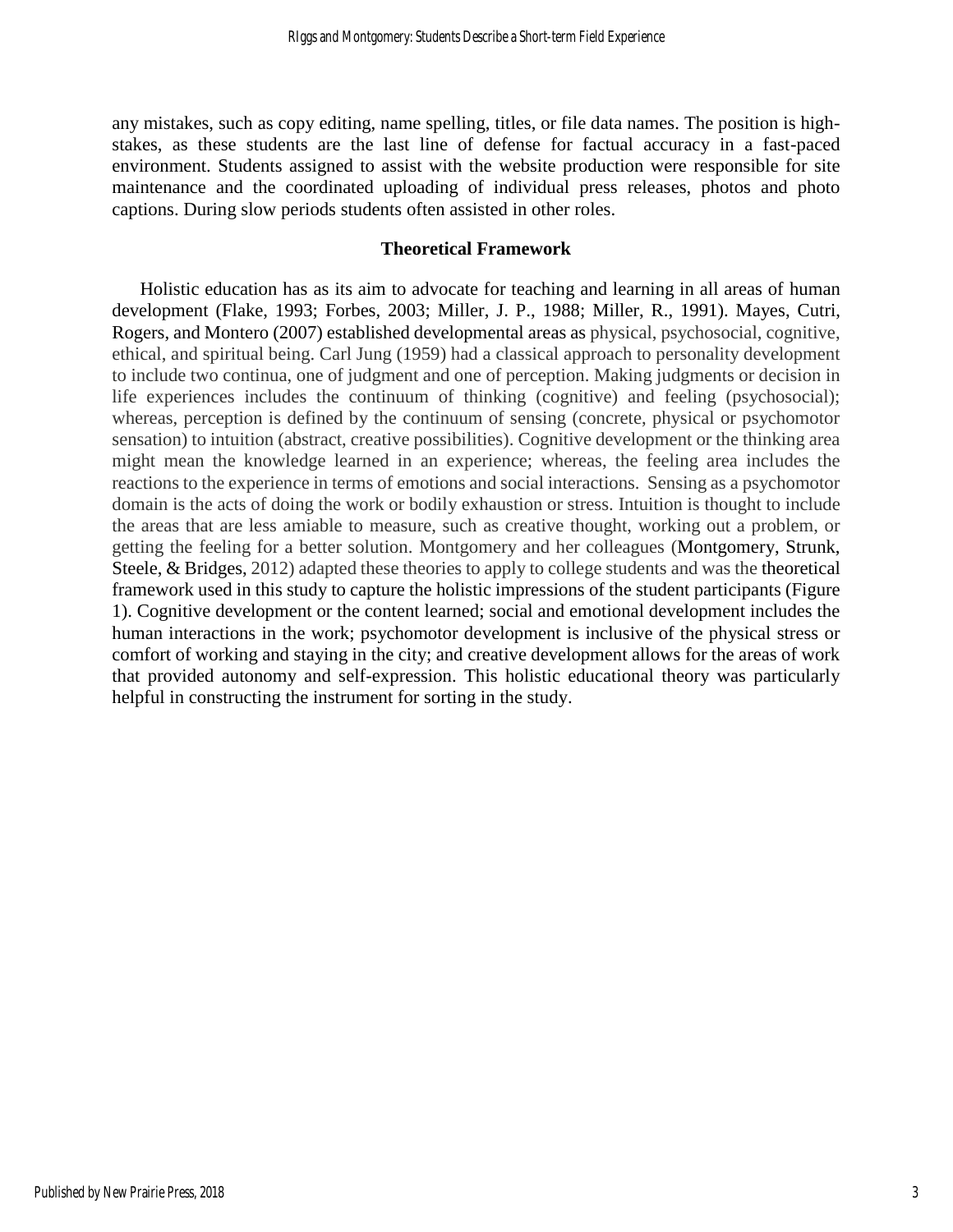any mistakes, such as copy editing, name spelling, titles, or file data names. The position is high-stakes, as these students are the last line of defense for factual accuracy in a fast-paced environment. Students assigned to assist with the website production were responsible for site maintenance and the coordinated uploading of individual press releases, photos and photo captions. During slow periods students often assisted in other roles.

## Theoretical Framework

Holistic education has as its aim to advocate for teaching and learning in all areas of human development (Flake, 1993; Forbes, 2003; Miller, J. P., 1988; Miller, R., 1991). Mayes, Cutri, Rogers, and Montero (2007) established developmental areas as physical, psychosocial, cognitive, ethical, and spiritual being. Carl Jung (1959) had a classical approach to personality development to include two continua, one of judgment and one of perception. Making judgments or decision in life experiences includes the continuum of thinking (cognitive) and feeling (psychosocial); whereas, perception is defined by the continuum of sensing (concrete, physical or psychomotor sensation) to intuition (abstract, creative possibilities). Cognitive development or the thinking area might mean the knowledge learned in an experience; whereas, the feeling area includes the reactions to the experience in terms of emotions and social interactions. Sensing as a psychomotor domain is the acts of doing the work or bodily exhaustion or stress. Intuition is thought to include the areas that are less amiable to measure, such as creative thought, working out a problem, or getting the feeling for a better solution. Montgomery and her colleagues (Montgomery, Strunk, Steele, & Bridges, 2012) adapted these theories to apply to college students and was the theoretical framework used in this study to capture the holistic impressions of the student participants (Figure 1). Cognitive development or the content learned; social and emotional development includes the human interactions in the work; psychomotor development is inclusive of the physical stress or comfort of working and staying in the city; and creative development allows for the areas of work that provided autonomy and self-expression. This holistic educational theory was particularly helpful in constructing the instrument for sorting in the study.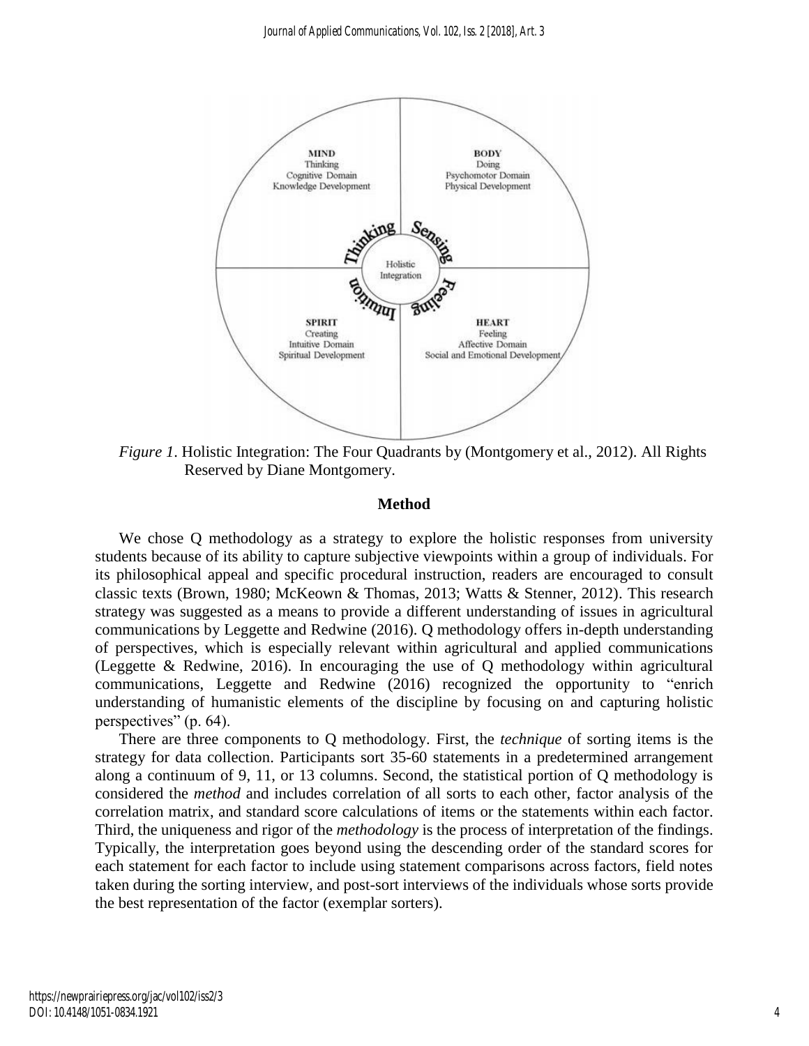*Figure 1*. Holistic Integration: The Four Quadrants by (Montgomery et al., 2012). All Rights Reserved by Diane Montgomery.

## Method

We chose Q methodology as a strategy to explore the holistic responses from university students because of its ability to capture subjective viewpoints within a group of individuals. For its philosophical appeal and specific procedural instruction, readers are encouraged to consult classic texts (Brown, 1980; McKeown & Thomas, 2013; Watts & Stenner, 2012). This research strategy was suggested as a means to provide a different understanding of issues in agricultural communications by Leggette and Redwine (2016). Q methodology offers in-depth understanding of perspectives, which is especially relevant within agricultural and applied communications (Leggette & Redwine, 2016). In encouraging the use of Q methodology within agricultural communications, Leggette and Redwine (2016) recognized the opportunity to "enrich understanding of humanistic elements of the discipline by focusing on and capturing holistic perspectives" (p. 64).

There are three components to Q methodology. First, the *technique* of sorting items is the strategy for data collection. Participants sort 35-60 statements in a predetermined arrangement along a continuum of 9, 11, or 13 columns. Second, the statistical portion of Q methodology is considered the *method* and includes correlation of all sorts to each other, factor analysis of the correlation matrix, and standard score calculations of items or the statements within each factor. Third, the uniqueness and rigor of the *methodology* is the process of interpretation of the findings. Typically, the interpretation goes beyond using the descending order of the standard scores for each statement for each factor to include using statement comparisons across factors, field notes taken during the sorting interview, and post-sort interviews of the individuals whose sorts provide the best representation of the factor (exemplar sorters).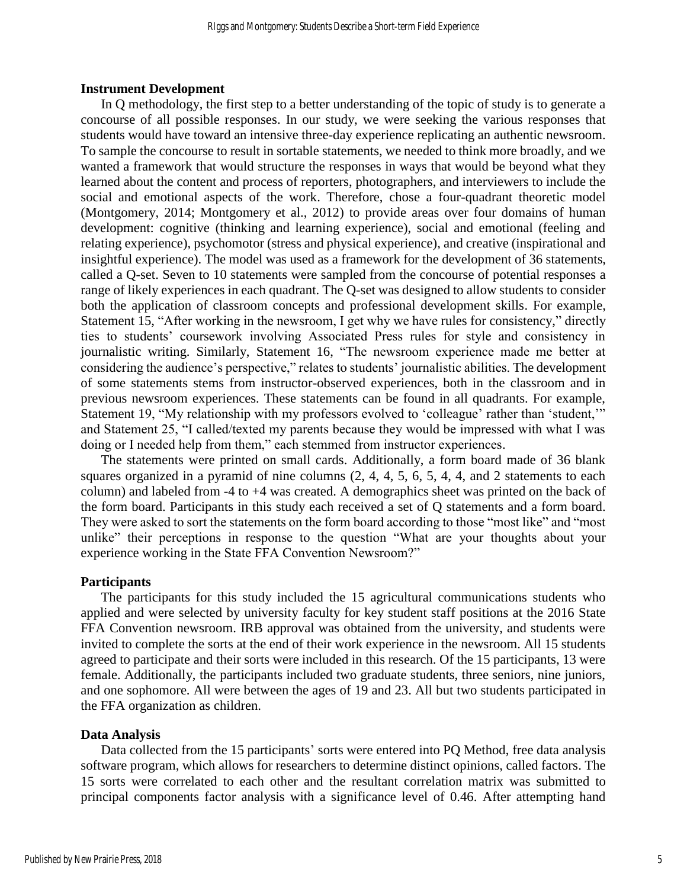### Instrument Development

In Q methodology, the first step to a better understanding of the topic of study is to generate a concourse of all possible responses. In our study, we were seeking the various responses that students would have toward an intensive three-day experience replicating an authentic newsroom. To sample the concourse to result in sortable statements, we needed to think more broadly, and we wanted a framework that would structure the responses in ways that would be beyond what they learned about the content and process of reporters, photographers, and interviewers to include the social and emotional aspects of the work. Therefore, chose a four-quadrant theoretic model (Montgomery, 2014; Montgomery et al., 2012) to provide areas over four domains of human development: cognitive (thinking and learning experience), social and emotional (feeling and relating experience), psychomotor (stress and physical experience), and creative (inspirational and insightful experience). The model was used as a framework for the development of 36 statements, called a Q-set. Seven to 10 statements were sampled from the concourse of potential responses a range of likely experiences in each quadrant. The Q-set was designed to allow students to consider both the application of classroom concepts and professional development skills. For example, Statement 15, "After working in the newsroom, I get why we have rules for consistency," directly ties to students' coursework involving Associated Press rules for style and consistency in journalistic writing. Similarly, Statement 16, "The newsroom experience made me better at considering the audience's perspective," relates to students' journalistic abilities. The development of some statements stems from instructor-observed experiences, both in the classroom and in previous newsroom experiences. These statements can be found in all quadrants. For example, Statement 19, "My relationship with my professors evolved to 'colleague' rather than 'student,'" and Statement 25, "I called/texted my parents because they would be impressed with what I was doing or I needed help from them," each stemmed from instructor experiences.

The statements were printed on small cards. Additionally, a form board made of 36 blank squares organized in a pyramid of nine columns (2, 4, 4, 5, 6, 5, 4, 4, and 2 statements to each column) and labeled from -4 to +4 was created. A demographics sheet was printed on the back of the form board. Participants in this study each received a set of Q statements and a form board. They were asked to sort the statements on the form board according to those "most like" and "most unlike" their perceptions in response to the question "What are your thoughts about your experience working in the State FFA Convention Newsroom?"

### Participants

The participants for this study included the 15 agricultural communications students who applied and were selected by university faculty for key student staff positions at the 2016 State FFA Convention newsroom. IRB approval was obtained from the university, and students were invited to complete the sorts at the end of their work experience in the newsroom. All 15 students agreed to participate and their sorts were included in this research. Of the 15 participants, 13 were female. Additionally, the participants included two graduate students, three seniors, nine juniors, and one sophomore. All were between the ages of 19 and 23. All but two students participated in the FFA organization as children.

### Data Analysis

Data collected from the 15 participants' sorts were entered into PQ Method, free data analysis software program, which allows for researchers to determine distinct opinions, called factors. The 15 sorts were correlated to each other and the resultant correlation matrix was submitted to principal components factor analysis with a significance level of 0.46. After attempting hand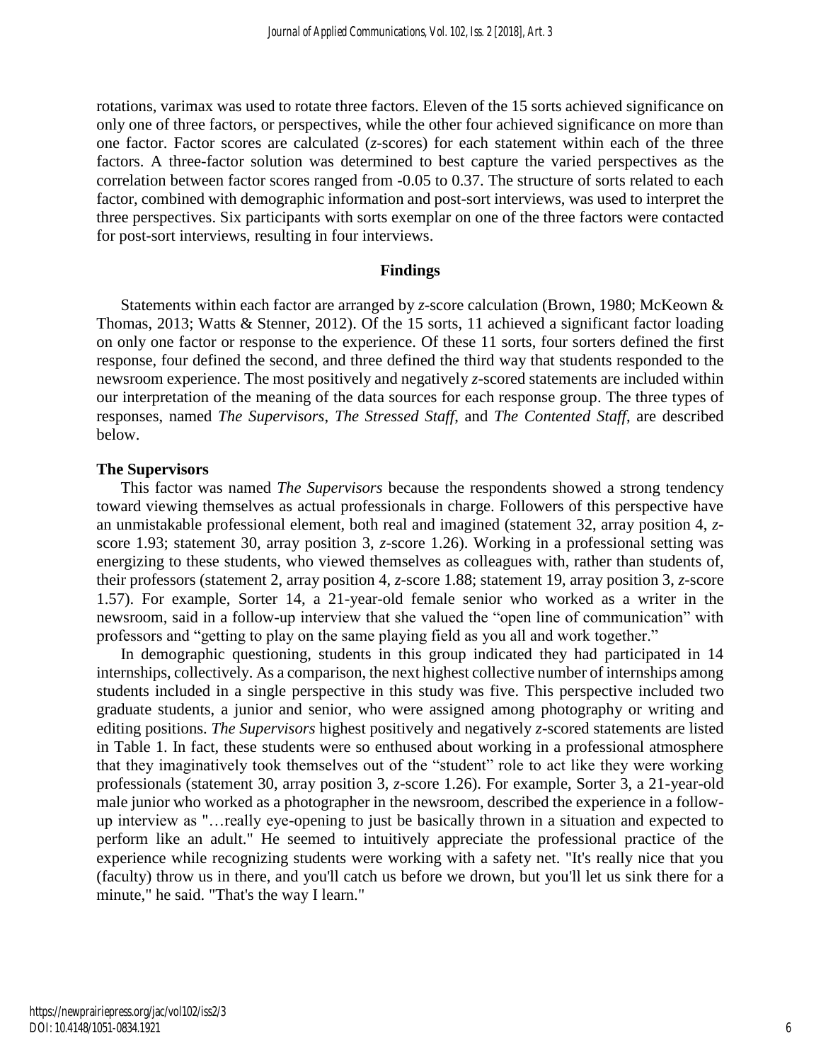rotations, varimax was used to rotate three factors. Eleven of the 15 sorts achieved significance on only one of three factors, or perspectives, while the other four achieved significance on more than one factor. Factor scores are calculated (*z*-scores) for each statement within each of the three factors. A three-factor solution was determined to best capture the varied perspectives as the correlation between factor scores ranged from -0.05 to 0.37. The structure of sorts related to each factor, combined with demographic information and post-sort interviews, was used to interpret the three perspectives. Six participants with sorts exemplar on one of the three factors were contacted for post-sort interviews, resulting in four interviews.

## Findings

Statements within each factor are arranged by *z*-score calculation (Brown, 1980; McKeown & Thomas, 2013; Watts & Stenner, 2012). Of the 15 sorts, 11 achieved a significant factor loading on only one factor or response to the experience. Of these 11 sorts, four sorters defined the first response, four defined the second, and three defined the third way that students responded to the newsroom experience. The most positively and negatively *z*-scored statements are included within our interpretation of the meaning of the data sources for each response group. The three types of responses, named *The Supervisors*, *The Stressed Staff*, and *The Contented Staff*, are described below.

### The Supervisors

This factor was named *The Supervisors* because the respondents showed a strong tendency toward viewing themselves as actual professionals in charge. Followers of this perspective have an unmistakable professional element, both real and imagined (statement 32, array position 4, *z*-score 1.93; statement 30, array position 3, *z*-score 1.26). Working in a professional setting was energizing to these students, who viewed themselves as colleagues with, rather than students of, their professors (statement 2, array position 4, *z*-score 1.88; statement 19, array position 3, *z*-score 1.57). For example, Sorter 14, a 21-year-old female senior who worked as a writer in the newsroom, said in a follow-up interview that she valued the "open line of communication" with professors and "getting to play on the same playing field as you all and work together."

In demographic questioning, students in this group indicated they had participated in 14 internships, collectively. As a comparison, the next highest collective number of internships among students included in a single perspective in this study was five. This perspective included two graduate students, a junior and senior, who were assigned among photography or writing and editing positions. *The Supervisors* highest positively and negatively *z*-scored statements are listed in Table 1. In fact, these students were so enthused about working in a professional atmosphere that they imaginatively took themselves out of the "student" role to act like they were working professionals (statement 30, array position 3, *z*-score 1.26). For example, Sorter 3, a 21-year-old male junior who worked as a photographer in the newsroom, described the experience in a follow-up interview as "…really eye-opening to just be basically thrown in a situation and expected to perform like an adult." He seemed to intuitively appreciate the professional practice of the experience while recognizing students were working with a safety net. "It's really nice that you (faculty) throw us in there, and you'll catch us before we drown, but you'll let us sink there for a minute," he said. "That's the way I learn."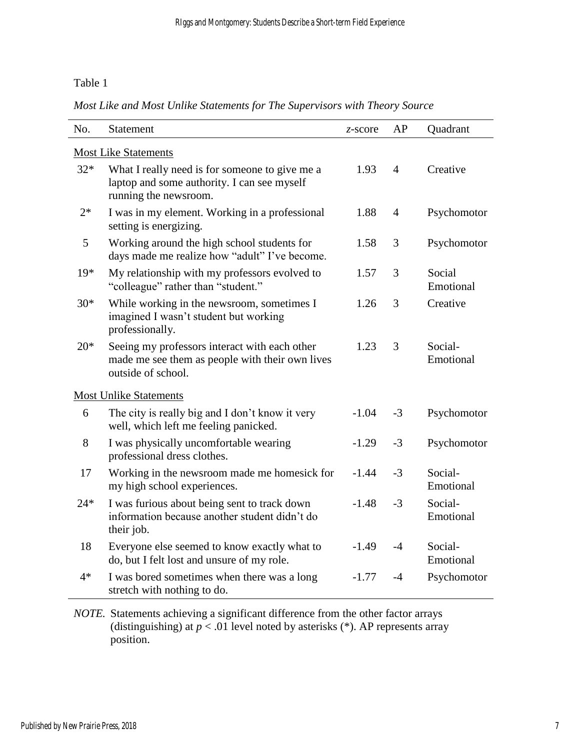Table 1

*Most Like and Most Unlike Statements for The Supervisors with Theory Source*

| No. | Statement | *z*-score | AP | Quadrant |
|---|---|---|---|---|
| Most Like Statements | | | | |
| 32* | What I really need is for someone to give me a laptop and some authority. I can see myself running the newsroom. | 1.93 | 4 | Creative |
| 2* | I was in my element. Working in a professional setting is energizing. | 1.88 | 4 | Psychomotor |
| 5 | Working around the high school students for days made me realize how "adult" I've become. | 1.58 | 3 | Psychomotor |
| 19* | My relationship with my professors evolved to "colleague" rather than "student." | 1.57 | 3 | Social Emotional |
| 30* | While working in the newsroom, sometimes I imagined I wasn't student but working professionally. | 1.26 | 3 | Creative |
| 20* | Seeing my professors interact with each other made me see them as people with their own lives outside of school. | 1.23 | 3 | Social-Emotional |
| Most Unlike Statements | | | | |
| 6 | The city is really big and I don't know it very well, which left me feeling panicked. | -1.04 | -3 | Psychomotor |
| 8 | I was physically uncomfortable wearing professional dress clothes. | -1.29 | -3 | Psychomotor |
| 17 | Working in the newsroom made me homesick for my high school experiences. | -1.44 | -3 | Social-Emotional |
| 24* | I was furious about being sent to track down information because another student didn't do their job. | -1.48 | -3 | Social-Emotional |
| 18 | Everyone else seemed to know exactly what to do, but I felt lost and unsure of my role. | -1.49 | -4 | Social-Emotional |
| 4* | I was bored sometimes when there was a long stretch with nothing to do. | -1.77 | -4 | Psychomotor |

*NOTE.* Statements achieving a significant difference from the other factor arrays (distinguishing) at $p < .01$ level noted by asterisks (*). AP represents array position.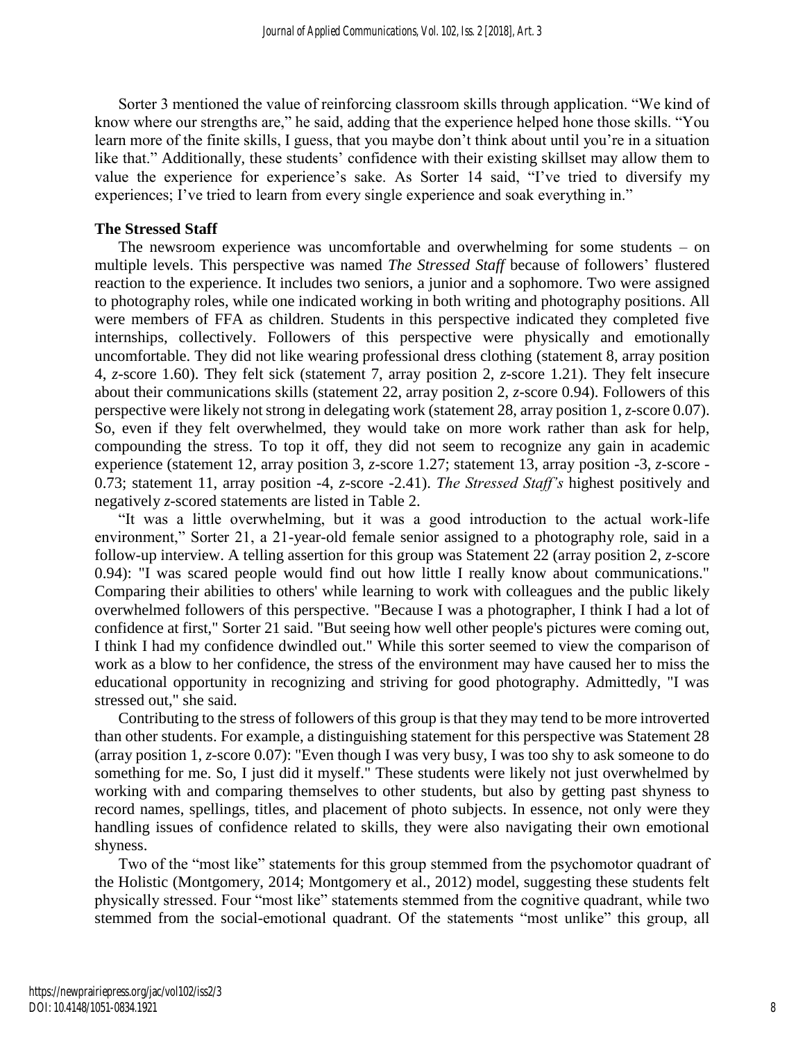Sorter 3 mentioned the value of reinforcing classroom skills through application. "We kind of know where our strengths are," he said, adding that the experience helped hone those skills. "You learn more of the finite skills, I guess, that you maybe don't think about until you're in a situation like that." Additionally, these students' confidence with their existing skillset may allow them to value the experience for experience's sake. As Sorter 14 said, "I've tried to diversify my experiences; I've tried to learn from every single experience and soak everything in."

**The Stressed Staff**

The newsroom experience was uncomfortable and overwhelming for some students – on multiple levels. This perspective was named *The Stressed Staff* because of followers' flustered reaction to the experience. It includes two seniors, a junior and a sophomore. Two were assigned to photography roles, while one indicated working in both writing and photography positions. All were members of FFA as children. Students in this perspective indicated they completed five internships, collectively. Followers of this perspective were physically and emotionally uncomfortable. They did not like wearing professional dress clothing (statement 8, array position 4, *z*-score 1.60). They felt sick (statement 7, array position 2, *z*-score 1.21). They felt insecure about their communications skills (statement 22, array position 2, *z*-score 0.94). Followers of this perspective were likely not strong in delegating work (statement 28, array position 1, *z*-score 0.07). So, even if they felt overwhelmed, they would take on more work rather than ask for help, compounding the stress. To top it off, they did not seem to recognize any gain in academic experience (statement 12, array position 3, *z*-score 1.27; statement 13, array position -3, *z*-score -0.73; statement 11, array position -4, *z*-score -2.41). *The Stressed Staff's* highest positively and negatively *z*-scored statements are listed in Table 2.

"It was a little overwhelming, but it was a good introduction to the actual work-life environment," Sorter 21, a 21-year-old female senior assigned to a photography role, said in a follow-up interview. A telling assertion for this group was Statement 22 (array position 2, *z*-score 0.94): "I was scared people would find out how little I really know about communications." Comparing their abilities to others' while learning to work with colleagues and the public likely overwhelmed followers of this perspective. "Because I was a photographer, I think I had a lot of confidence at first," Sorter 21 said. "But seeing how well other people's pictures were coming out, I think I had my confidence dwindled out." While this sorter seemed to view the comparison of work as a blow to her confidence, the stress of the environment may have caused her to miss the educational opportunity in recognizing and striving for good photography. Admittedly, "I was stressed out," she said.

Contributing to the stress of followers of this group is that they may tend to be more introverted than other students. For example, a distinguishing statement for this perspective was Statement 28 (array position 1, *z*-score 0.07): "Even though I was very busy, I was too shy to ask someone to do something for me. So, I just did it myself." These students were likely not just overwhelmed by working with and comparing themselves to other students, but also by getting past shyness to record names, spellings, titles, and placement of photo subjects. In essence, not only were they handling issues of confidence related to skills, they were also navigating their own emotional shyness.

Two of the "most like" statements for this group stemmed from the psychomotor quadrant of the Holistic (Montgomery, 2014; Montgomery et al., 2012) model, suggesting these students felt physically stressed. Four "most like" statements stemmed from the cognitive quadrant, while two stemmed from the social-emotional quadrant. Of the statements "most unlike" this group, all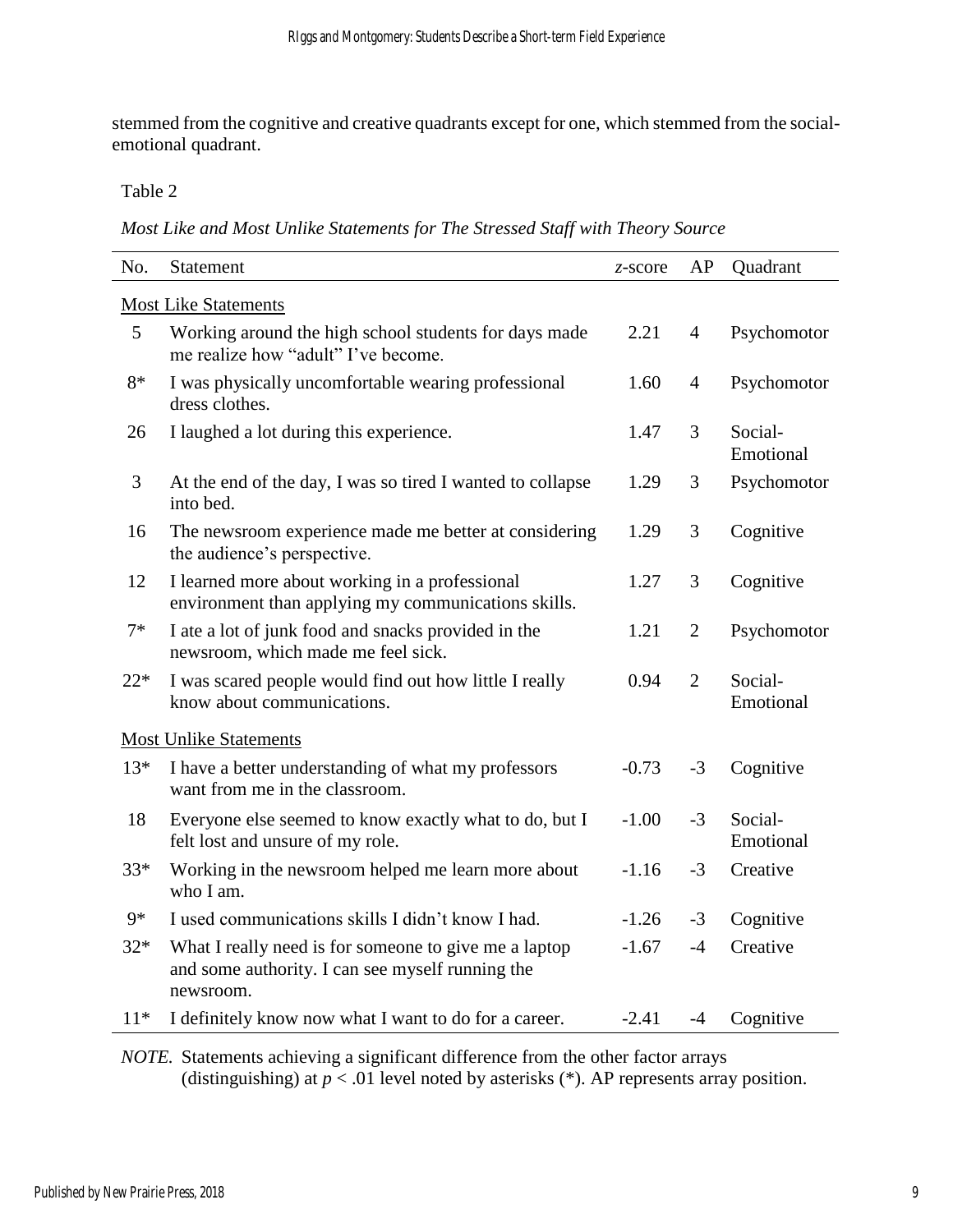stemmed from the cognitive and creative quadrants except for one, which stemmed from the social-emotional quadrant.

Table 2

*Most Like and Most Unlike Statements for The Stressed Staff with Theory Source*

| No. | Statement | *z*-score | AP | Quadrant |
|---|---|---|---|---|
| Most Like Statements | | | | |
| 5 | Working around the high school students for days made me realize how "adult" I've become. | 2.21 | 4 | Psychomotor |
| 8* | I was physically uncomfortable wearing professional dress clothes. | 1.60 | 4 | Psychomotor |
| 26 | I laughed a lot during this experience. | 1.47 | 3 | Social-Emotional |
| 3 | At the end of the day, I was so tired I wanted to collapse into bed. | 1.29 | 3 | Psychomotor |
| 16 | The newsroom experience made me better at considering the audience's perspective. | 1.29 | 3 | Cognitive |
| 12 | I learned more about working in a professional environment than applying my communications skills. | 1.27 | 3 | Cognitive |
| 7* | I ate a lot of junk food and snacks provided in the newsroom, which made me feel sick. | 1.21 | 2 | Psychomotor |
| 22* | I was scared people would find out how little I really know about communications. | 0.94 | 2 | Social-Emotional |
| Most Unlike Statements | | | | |
| 13* | I have a better understanding of what my professors want from me in the classroom. | -0.73 | -3 | Cognitive |
| 18 | Everyone else seemed to know exactly what to do, but I felt lost and unsure of my role. | -1.00 | -3 | Social-Emotional |
| 33* | Working in the newsroom helped me learn more about who I am. | -1.16 | -3 | Creative |
| 9* | I used communications skills I didn't know I had. | -1.26 | -3 | Cognitive |
| 32* | What I really need is for someone to give me a laptop and some authority. I can see myself running the newsroom. | -1.67 | -4 | Creative |
| 11* | I definitely know now what I want to do for a career. | -2.41 | -4 | Cognitive |

*NOTE.* Statements achieving a significant difference from the other factor arrays (distinguishing) at $p < .01$ level noted by asterisks (*). AP represents array position.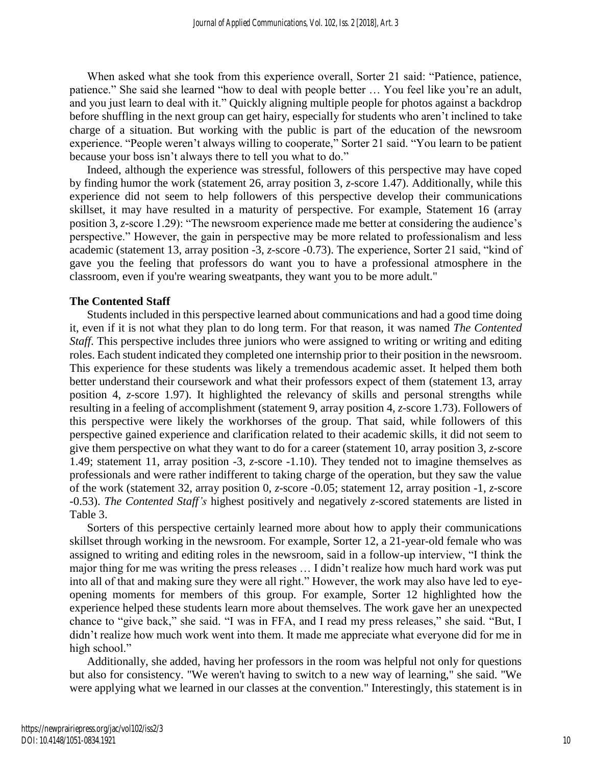When asked what she took from this experience overall, Sorter 21 said: "Patience, patience, patience." She said she learned "how to deal with people better … You feel like you're an adult, and you just learn to deal with it." Quickly aligning multiple people for photos against a backdrop before shuffling in the next group can get hairy, especially for students who aren't inclined to take charge of a situation. But working with the public is part of the education of the newsroom experience. "People weren't always willing to cooperate," Sorter 21 said. "You learn to be patient because your boss isn't always there to tell you what to do."

Indeed, although the experience was stressful, followers of this perspective may have coped by finding humor the work (statement 26, array position 3, *z*-score 1.47). Additionally, while this experience did not seem to help followers of this perspective develop their communications skillset, it may have resulted in a maturity of perspective. For example, Statement 16 (array position 3, *z*-score 1.29): "The newsroom experience made me better at considering the audience's perspective." However, the gain in perspective may be more related to professionalism and less academic (statement 13, array position -3, *z*-score -0.73). The experience, Sorter 21 said, "kind of gave you the feeling that professors do want you to have a professional atmosphere in the classroom, even if you're wearing sweatpants, they want you to be more adult."

**The Contented Staff**

Students included in this perspective learned about communications and had a good time doing it, even if it is not what they plan to do long term. For that reason, it was named *The Contented Staff*. This perspective includes three juniors who were assigned to writing or writing and editing roles. Each student indicated they completed one internship prior to their position in the newsroom. This experience for these students was likely a tremendous academic asset. It helped them both better understand their coursework and what their professors expect of them (statement 13, array position 4, *z*-score 1.97). It highlighted the relevancy of skills and personal strengths while resulting in a feeling of accomplishment (statement 9, array position 4, *z*-score 1.73). Followers of this perspective were likely the workhorses of the group. That said, while followers of this perspective gained experience and clarification related to their academic skills, it did not seem to give them perspective on what they want to do for a career (statement 10, array position 3, *z*-score 1.49; statement 11, array position -3, *z*-score -1.10). They tended not to imagine themselves as professionals and were rather indifferent to taking charge of the operation, but they saw the value of the work (statement 32, array position 0, *z*-score -0.05; statement 12, array position -1, *z*-score -0.53). *The Contented Staff's* highest positively and negatively *z*-scored statements are listed in Table 3.

Sorters of this perspective certainly learned more about how to apply their communications skillset through working in the newsroom. For example, Sorter 12, a 21-year-old female who was assigned to writing and editing roles in the newsroom, said in a follow-up interview, "I think the major thing for me was writing the press releases … I didn't realize how much hard work was put into all of that and making sure they were all right." However, the work may also have led to eye-opening moments for members of this group. For example, Sorter 12 highlighted how the experience helped these students learn more about themselves. The work gave her an unexpected chance to "give back," she said. "I was in FFA, and I read my press releases," she said. "But, I didn't realize how much work went into them. It made me appreciate what everyone did for me in high school."

Additionally, she added, having her professors in the room was helpful not only for questions but also for consistency. "We weren't having to switch to a new way of learning," she said. "We were applying what we learned in our classes at the convention." Interestingly, this statement is in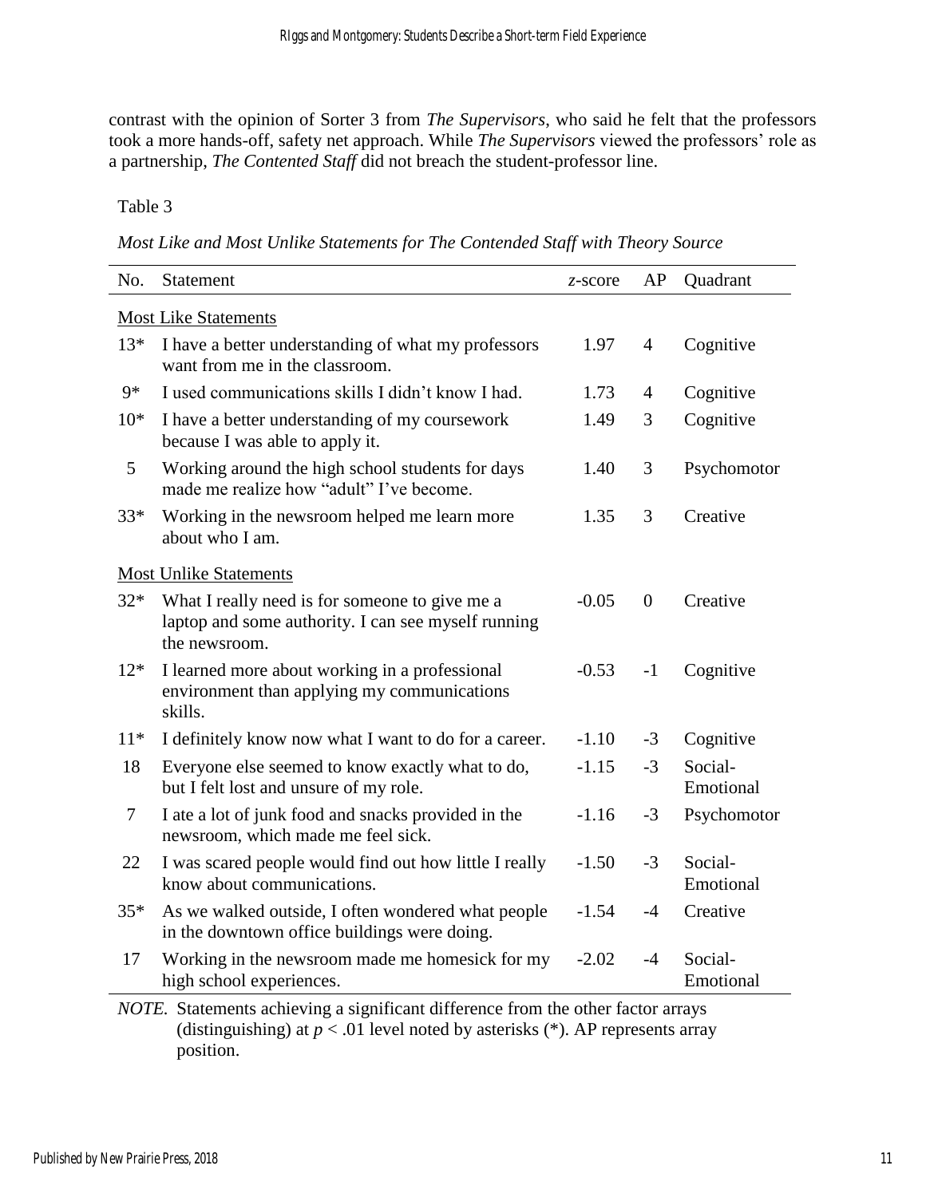contrast with the opinion of Sorter 3 from *The Supervisors*, who said he felt that the professors took a more hands-off, safety net approach. While *The Supervisors* viewed the professors' role as a partnership, *The Contented Staff* did not breach the student-professor line.

Table 3

*Most Like and Most Unlike Statements for The Contended Staff with Theory Source*

| No. | Statement | *z*-score | AP | Quadrant |
|---|---|---|---|---|
| Most Like Statements | | | | |
| 13* | I have a better understanding of what my professors want from me in the classroom. | 1.97 | 4 | Cognitive |
| 9* | I used communications skills I didn't know I had. | 1.73 | 4 | Cognitive |
| 10* | I have a better understanding of my coursework because I was able to apply it. | 1.49 | 3 | Cognitive |
| 5 | Working around the high school students for days made me realize how "adult" I've become. | 1.40 | 3 | Psychomotor |
| 33* | Working in the newsroom helped me learn more about who I am. | 1.35 | 3 | Creative |
| Most Unlike Statements | | | | |
| 32* | What I really need is for someone to give me a laptop and some authority. I can see myself running the newsroom. | -0.05 | 0 | Creative |
| 12* | I learned more about working in a professional environment than applying my communications skills. | -0.53 | -1 | Cognitive |
| 11* | I definitely know now what I want to do for a career. | -1.10 | -3 | Cognitive |
| 18 | Everyone else seemed to know exactly what to do, but I felt lost and unsure of my role. | -1.15 | -3 | Social-Emotional |
| 7 | I ate a lot of junk food and snacks provided in the newsroom, which made me feel sick. | -1.16 | -3 | Psychomotor |
| 22 | I was scared people would find out how little I really know about communications. | -1.50 | -3 | Social-Emotional |
| 35* | As we walked outside, I often wondered what people in the downtown office buildings were doing. | -1.54 | -4 | Creative |
| 17 | Working in the newsroom made me homesick for my high school experiences. | -2.02 | -4 | Social-Emotional |

*NOTE.* Statements achieving a significant difference from the other factor arrays (distinguishing) at $p < .01$ level noted by asterisks (*). AP represents array position.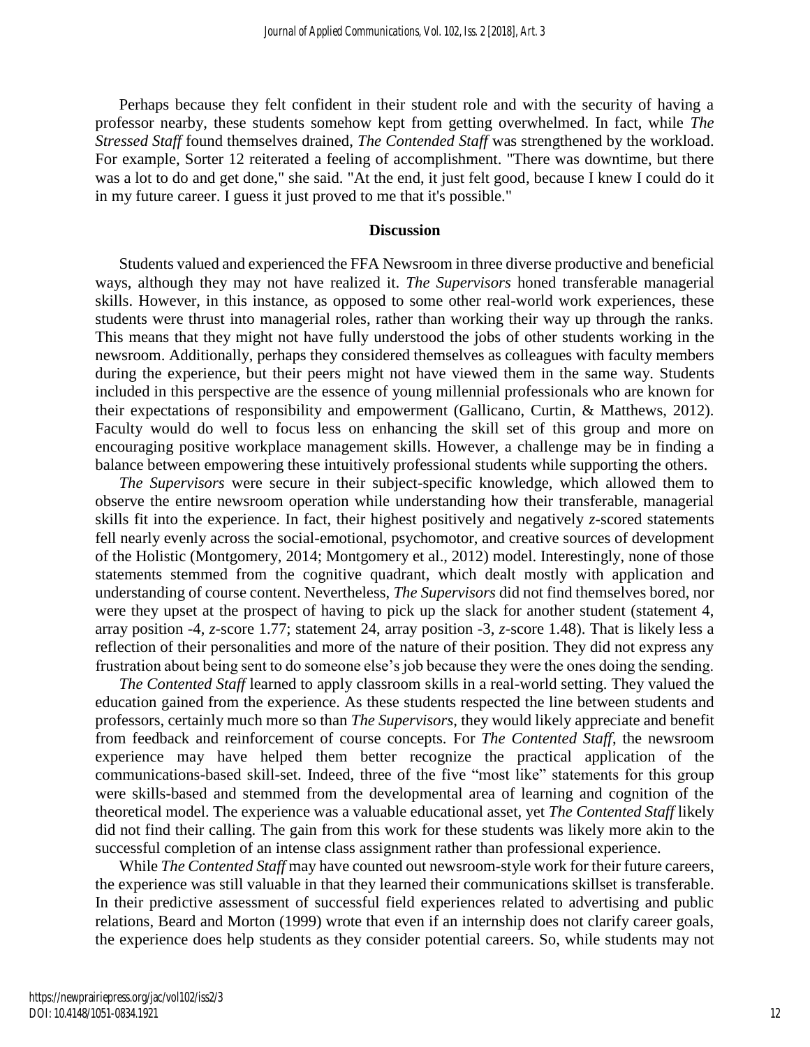Perhaps because they felt confident in their student role and with the security of having a professor nearby, these students somehow kept from getting overwhelmed. In fact, while *The Stressed Staff* found themselves drained, *The Contended Staff* was strengthened by the workload. For example, Sorter 12 reiterated a feeling of accomplishment. "There was downtime, but there was a lot to do and get done," she said. "At the end, it just felt good, because I knew I could do it in my future career. I guess it just proved to me that it's possible."

## Discussion

Students valued and experienced the FFA Newsroom in three diverse productive and beneficial ways, although they may not have realized it. *The Supervisors* honed transferable managerial skills. However, in this instance, as opposed to some other real-world work experiences, these students were thrust into managerial roles, rather than working their way up through the ranks. This means that they might not have fully understood the jobs of other students working in the newsroom. Additionally, perhaps they considered themselves as colleagues with faculty members during the experience, but their peers might not have viewed them in the same way. Students included in this perspective are the essence of young millennial professionals who are known for their expectations of responsibility and empowerment (Gallicano, Curtin, & Matthews, 2012). Faculty would do well to focus less on enhancing the skill set of this group and more on encouraging positive workplace management skills. However, a challenge may be in finding a balance between empowering these intuitively professional students while supporting the others.

*The Supervisors* were secure in their subject-specific knowledge, which allowed them to observe the entire newsroom operation while understanding how their transferable, managerial skills fit into the experience. In fact, their highest positively and negatively *z*-scored statements fell nearly evenly across the social-emotional, psychomotor, and creative sources of development of the Holistic (Montgomery, 2014; Montgomery et al., 2012) model. Interestingly, none of those statements stemmed from the cognitive quadrant, which dealt mostly with application and understanding of course content. Nevertheless, *The Supervisors* did not find themselves bored, nor were they upset at the prospect of having to pick up the slack for another student (statement 4, array position -4, *z*-score 1.77; statement 24, array position -3, *z*-score 1.48). That is likely less a reflection of their personalities and more of the nature of their position. They did not express any frustration about being sent to do someone else's job because they were the ones doing the sending.

*The Contented Staff* learned to apply classroom skills in a real-world setting. They valued the education gained from the experience. As these students respected the line between students and professors, certainly much more so than *The Supervisors*, they would likely appreciate and benefit from feedback and reinforcement of course concepts. For *The Contented Staff*, the newsroom experience may have helped them better recognize the practical application of the communications-based skill-set. Indeed, three of the five "most like" statements for this group were skills-based and stemmed from the developmental area of learning and cognition of the theoretical model. The experience was a valuable educational asset, yet *The Contented Staff* likely did not find their calling. The gain from this work for these students was likely more akin to the successful completion of an intense class assignment rather than professional experience.

While *The Contented Staff* may have counted out newsroom-style work for their future careers, the experience was still valuable in that they learned their communications skillset is transferable. In their predictive assessment of successful field experiences related to advertising and public relations, Beard and Morton (1999) wrote that even if an internship does not clarify career goals, the experience does help students as they consider potential careers. So, while students may not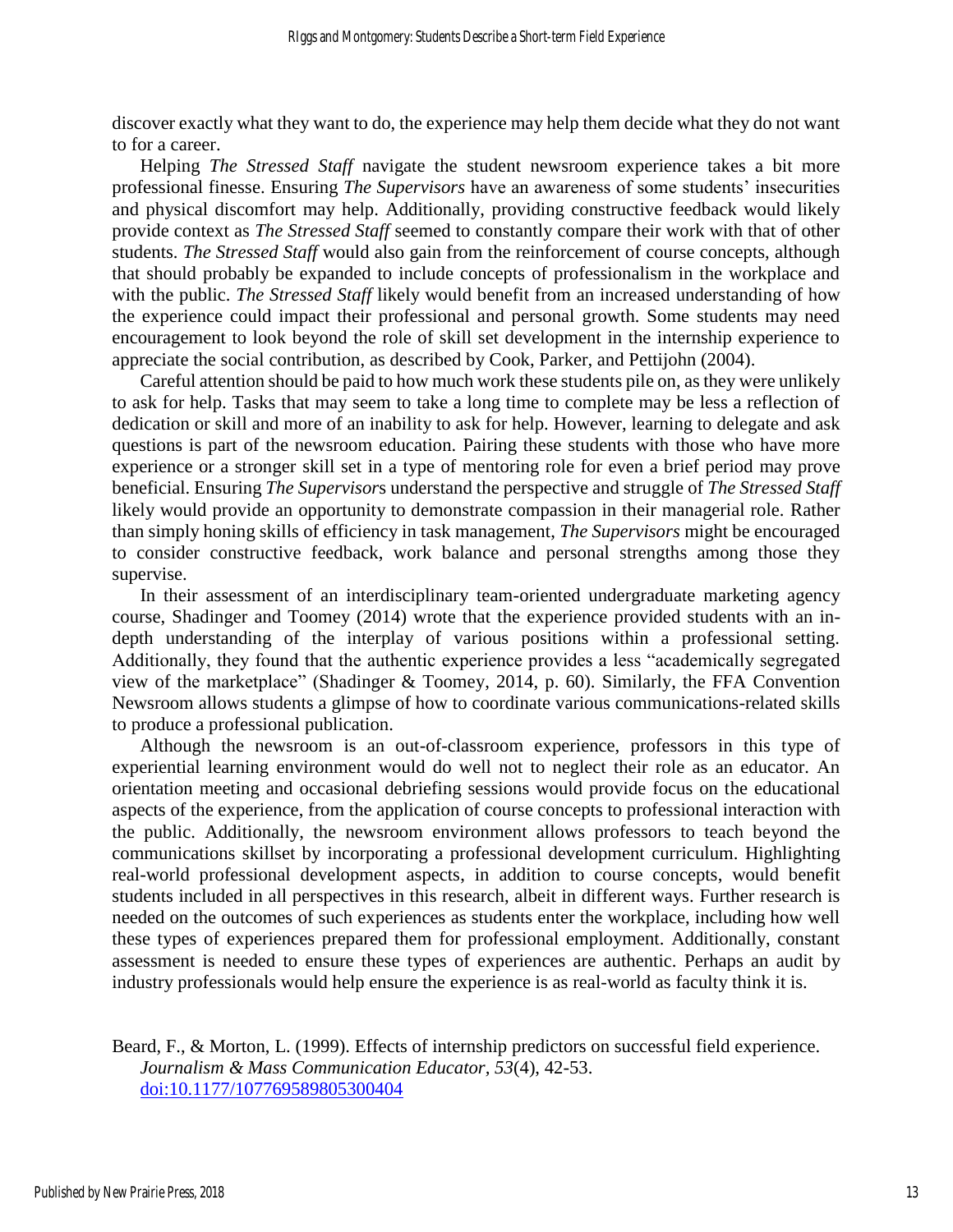discover exactly what they want to do, the experience may help them decide what they do not want to for a career.

Helping *The Stressed Staff* navigate the student newsroom experience takes a bit more professional finesse. Ensuring *The Supervisors* have an awareness of some students' insecurities and physical discomfort may help. Additionally, providing constructive feedback would likely provide context as *The Stressed Staff* seemed to constantly compare their work with that of other students. *The Stressed Staff* would also gain from the reinforcement of course concepts, although that should probably be expanded to include concepts of professionalism in the workplace and with the public. *The Stressed Staff* likely would benefit from an increased understanding of how the experience could impact their professional and personal growth. Some students may need encouragement to look beyond the role of skill set development in the internship experience to appreciate the social contribution, as described by Cook, Parker, and Pettijohn (2004).

Careful attention should be paid to how much work these students pile on, as they were unlikely to ask for help. Tasks that may seem to take a long time to complete may be less a reflection of dedication or skill and more of an inability to ask for help. However, learning to delegate and ask questions is part of the newsroom education. Pairing these students with those who have more experience or a stronger skill set in a type of mentoring role for even a brief period may prove beneficial. Ensuring *The Supervisors* understand the perspective and struggle of *The Stressed Staff* likely would provide an opportunity to demonstrate compassion in their managerial role. Rather than simply honing skills of efficiency in task management, *The Supervisors* might be encouraged to consider constructive feedback, work balance and personal strengths among those they supervise.

In their assessment of an interdisciplinary team-oriented undergraduate marketing agency course, Shadinger and Toomey (2014) wrote that the experience provided students with an in-depth understanding of the interplay of various positions within a professional setting. Additionally, they found that the authentic experience provides a less "academically segregated view of the marketplace" (Shadinger & Toomey, 2014, p. 60). Similarly, the FFA Convention Newsroom allows students a glimpse of how to coordinate various communications-related skills to produce a professional publication.

Although the newsroom is an out-of-classroom experience, professors in this type of experiential learning environment would do well not to neglect their role as an educator. An orientation meeting and occasional debriefing sessions would provide focus on the educational aspects of the experience, from the application of course concepts to professional interaction with the public. Additionally, the newsroom environment allows professors to teach beyond the communications skillset by incorporating a professional development curriculum. Highlighting real-world professional development aspects, in addition to course concepts, would benefit students included in all perspectives in this research, albeit in different ways. Further research is needed on the outcomes of such experiences as students enter the workplace, including how well these types of experiences prepared them for professional employment. Additionally, constant assessment is needed to ensure these types of experiences are authentic. Perhaps an audit by industry professionals would help ensure the experience is as real-world as faculty think it is.

Beard, F., & Morton, L. (1999). Effects of internship predictors on successful field experience. *Journalism & Mass Communication Educator*, *53*(4), 42-53. doi:10.1177/107769589805300404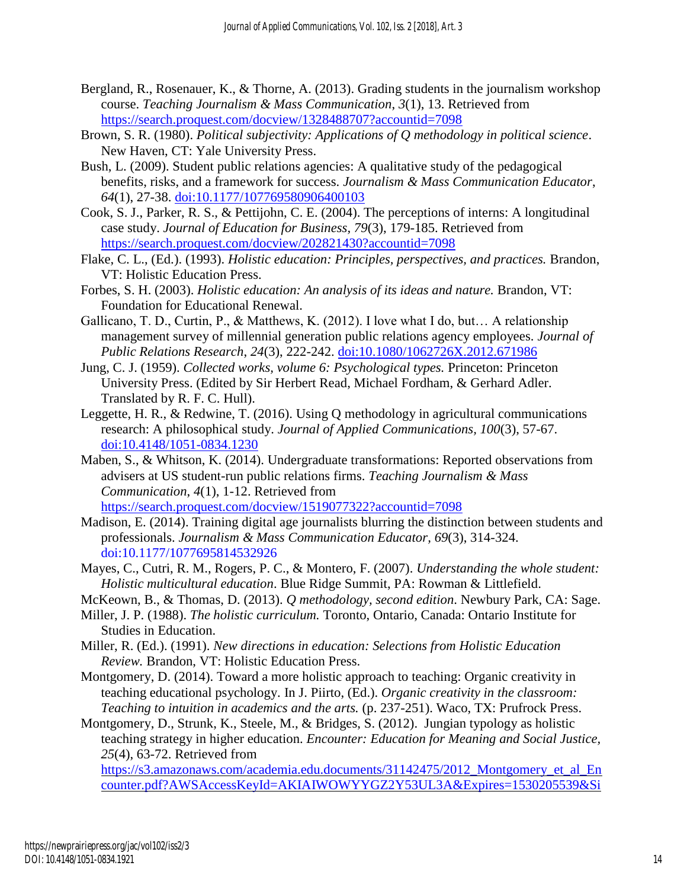Bergland, R., Rosenauer, K., & Thorne, A. (2013). Grading students in the journalism workshop course. *Teaching Journalism & Mass Communication*, *3*(1), 13. Retrieved from https://search.proquest.com/docview/1328488707?accountid=7098

Brown, S. R. (1980). *Political subjectivity: Applications of Q methodology in political science*. New Haven, CT: Yale University Press.

Bush, L. (2009). Student public relations agencies: A qualitative study of the pedagogical benefits, risks, and a framework for success. *Journalism & Mass Communication Educator*, *64*(1), 27-38. doi:10.1177/107769580906400103

Cook, S. J., Parker, R. S., & Pettijohn, C. E. (2004). The perceptions of interns: A longitudinal case study. *Journal of Education for Business, 79*(3), 179-185. Retrieved from https://search.proquest.com/docview/202821430?accountid=7098

Flake, C. L., (Ed.). (1993). *Holistic education: Principles, perspectives, and practices.* Brandon, VT: Holistic Education Press.

Forbes, S. H. (2003). *Holistic education: An analysis of its ideas and nature.* Brandon, VT: Foundation for Educational Renewal.

Gallicano, T. D., Curtin, P., & Matthews, K. (2012). I love what I do, but… A relationship management survey of millennial generation public relations agency employees. *Journal of Public Relations Research*, *24*(3), 222-242. doi:10.1080/1062726X.2012.671986

Jung, C. J. (1959). *Collected works, volume 6: Psychological types.* Princeton: Princeton University Press. (Edited by Sir Herbert Read, Michael Fordham, & Gerhard Adler. Translated by R. F. C. Hull).

Leggette, H. R., & Redwine, T. (2016). Using Q methodology in agricultural communications research: A philosophical study. *Journal of Applied Communications, 100*(3), 57-67. doi:10.4148/1051-0834.1230

Maben, S., & Whitson, K. (2014). Undergraduate transformations: Reported observations from advisers at US student-run public relations firms. *Teaching Journalism & Mass Communication*, *4*(1), 1-12. Retrieved from https://search.proquest.com/docview/1519077322?accountid=7098

Madison, E. (2014). Training digital age journalists blurring the distinction between students and professionals. *Journalism & Mass Communication Educator, 69*(3), 314-324. doi:10.1177/1077695814532926

Mayes, C., Cutri, R. M., Rogers, P. C., & Montero, F. (2007). *Understanding the whole student: Holistic multicultural education*. Blue Ridge Summit, PA: Rowman & Littlefield.

McKeown, B., & Thomas, D. (2013). *Q methodology, second edition*. Newbury Park, CA: Sage.

Miller, J. P. (1988). *The holistic curriculum.* Toronto, Ontario, Canada: Ontario Institute for Studies in Education.

Miller, R. (Ed.). (1991). *New directions in education: Selections from Holistic Education Review.* Brandon, VT: Holistic Education Press.

Montgomery, D. (2014). Toward a more holistic approach to teaching: Organic creativity in teaching educational psychology. In J. Piirto, (Ed.). *Organic creativity in the classroom: Teaching to intuition in academics and the arts.* (p. 237-251). Waco, TX: Prufrock Press.

Montgomery, D., Strunk, K., Steele, M., & Bridges, S. (2012). Jungian typology as holistic teaching strategy in higher education. *Encounter: Education for Meaning and Social Justice, 25*(4), 63-72. Retrieved from https://s3.amazonaws.com/academia.edu.documents/31142475/2012_Montgomery_et_al_Encounter.pdf?AWSAccessKeyId=AKIAIWOWYYGZ2Y53UL3A&Expires=1530205539&Si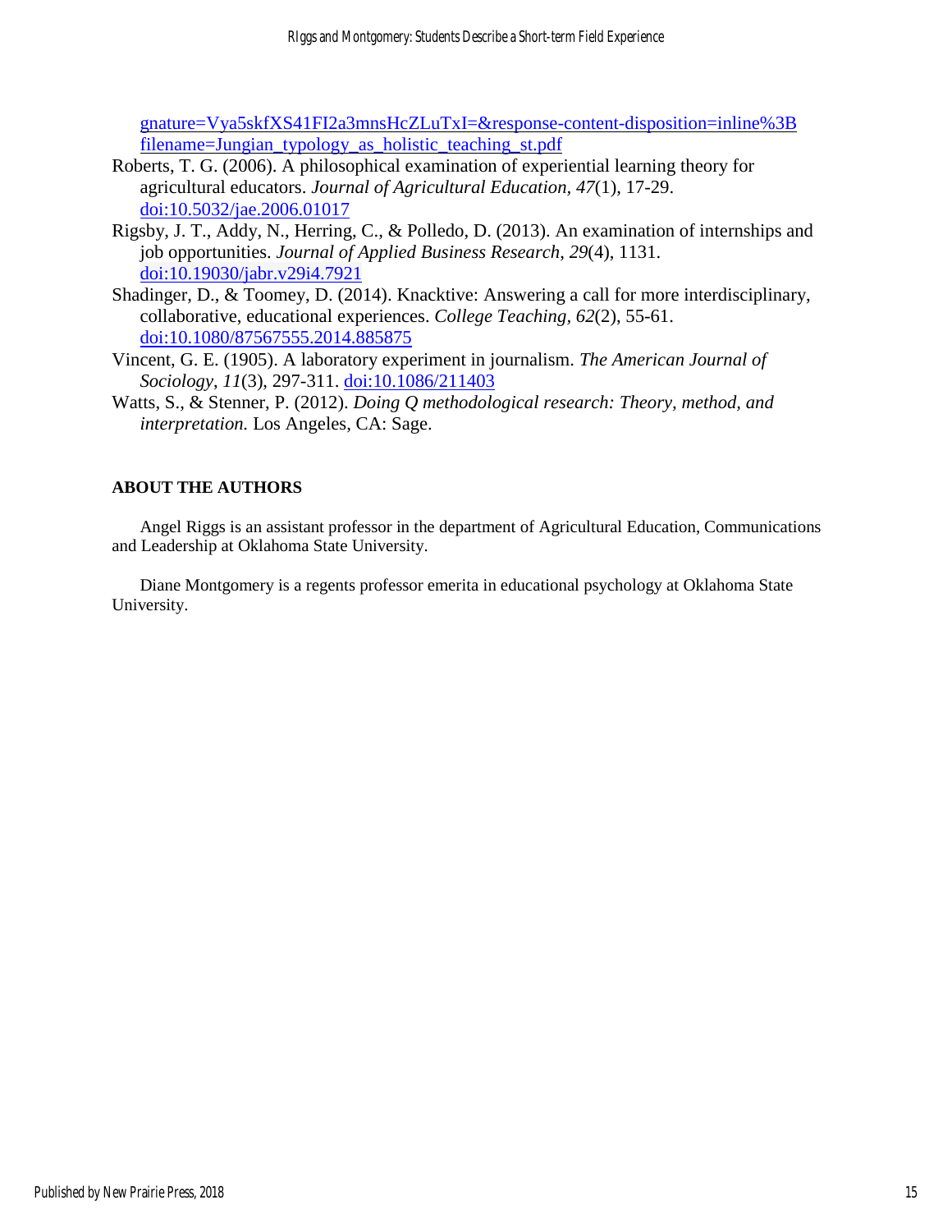gnature=Vya5skfXS41FI2a3mnsHcZLuTxI=&response-content-disposition=inline%3B filename=Jungian_typology_as_holistic_teaching_st.pdf

Roberts, T. G. (2006). A philosophical examination of experiential learning theory for agricultural educators. *Journal of Agricultural Education, 47*(1), 17-29. doi:10.5032/jae.2006.01017

Rigsby, J. T., Addy, N., Herring, C., & Polledo, D. (2013). An examination of internships and job opportunities. *Journal of Applied Business Research*, *29*(4), 1131. doi:10.19030/jabr.v29i4.7921

Shadinger, D., & Toomey, D. (2014). Knacktive: Answering a call for more interdisciplinary, collaborative, educational experiences. *College Teaching, 62*(2), 55-61. doi:10.1080/87567555.2014.885875

Vincent, G. E. (1905). A laboratory experiment in journalism. *The American Journal of Sociology*, *11*(3), 297-311. doi:10.1086/211403

Watts, S., & Stenner, P. (2012). *Doing Q methodological research: Theory, method, and interpretation.* Los Angeles, CA: Sage.

## ABOUT THE AUTHORS

Angel Riggs is an assistant professor in the department of Agricultural Education, Communications and Leadership at Oklahoma State University.

Diane Montgomery is a regents professor emerita in educational psychology at Oklahoma State University.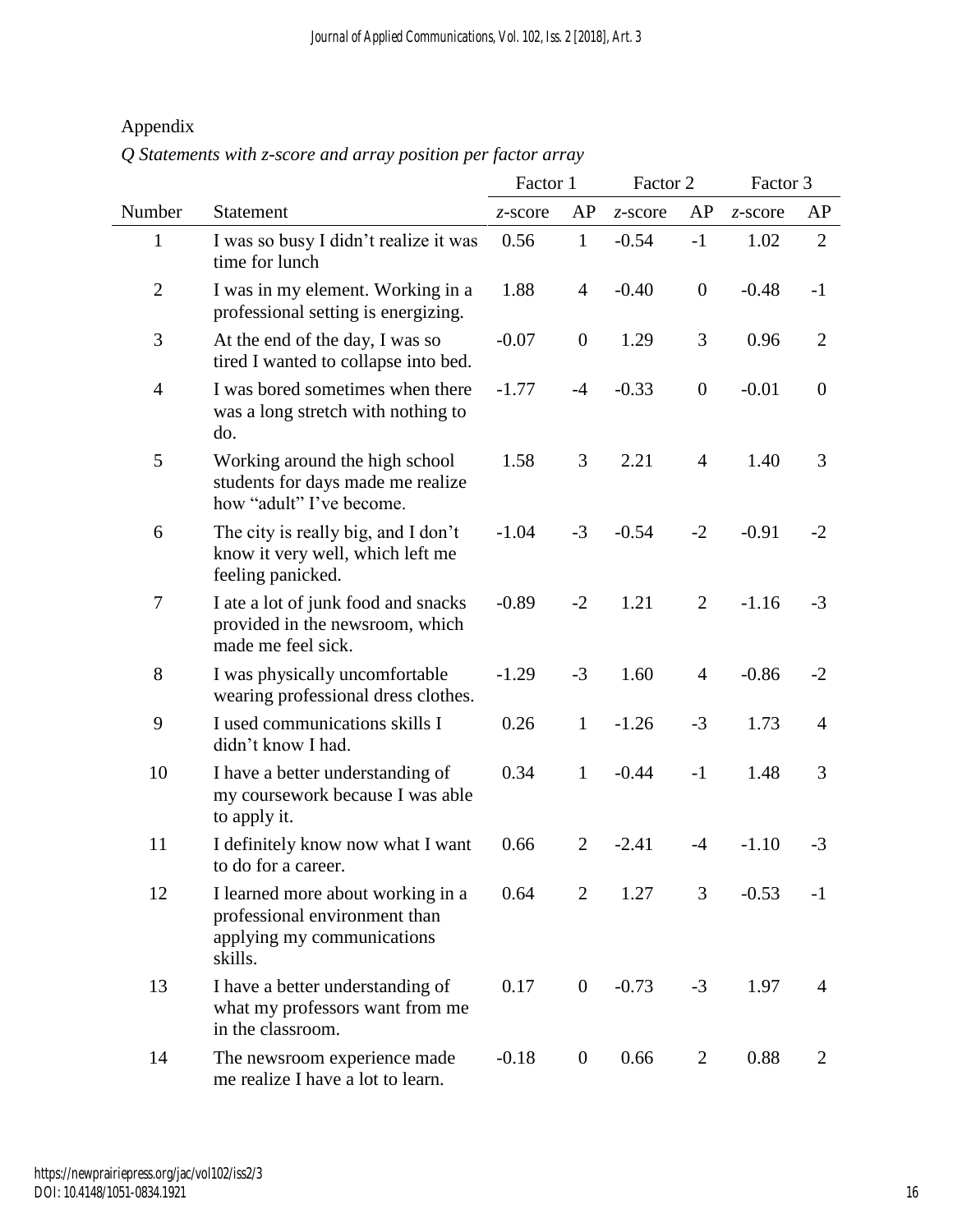Appendix

*Q Statements with z-score and array position per factor array*

| | | Factor 1 | | Factor 2 | | Factor 3 | |
|---|---|---|---|---|---|---|---|
| Number | Statement | *z*-score | AP | *z*-score | AP | *z*-score | AP |
| 1 | I was so busy I didn't realize it was time for lunch | 0.56 | 1 | -0.54 | -1 | 1.02 | 2 |
| 2 | I was in my element. Working in a professional setting is energizing. | 1.88 | 4 | -0.40 | 0 | -0.48 | -1 |
| 3 | At the end of the day, I was so tired I wanted to collapse into bed. | -0.07 | 0 | 1.29 | 3 | 0.96 | 2 |
| 4 | I was bored sometimes when there was a long stretch with nothing to do. | -1.77 | -4 | -0.33 | 0 | -0.01 | 0 |
| 5 | Working around the high school students for days made me realize how "adult" I've become. | 1.58 | 3 | 2.21 | 4 | 1.40 | 3 |
| 6 | The city is really big, and I don't know it very well, which left me feeling panicked. | -1.04 | -3 | -0.54 | -2 | -0.91 | -2 |
| 7 | I ate a lot of junk food and snacks provided in the newsroom, which made me feel sick. | -0.89 | -2 | 1.21 | 2 | -1.16 | -3 |
| 8 | I was physically uncomfortable wearing professional dress clothes. | -1.29 | -3 | 1.60 | 4 | -0.86 | -2 |
| 9 | I used communications skills I didn't know I had. | 0.26 | 1 | -1.26 | -3 | 1.73 | 4 |
| 10 | I have a better understanding of my coursework because I was able to apply it. | 0.34 | 1 | -0.44 | -1 | 1.48 | 3 |
| 11 | I definitely know now what I want to do for a career. | 0.66 | 2 | -2.41 | -4 | -1.10 | -3 |
| 12 | I learned more about working in a professional environment than applying my communications skills. | 0.64 | 2 | 1.27 | 3 | -0.53 | -1 |
| 13 | I have a better understanding of what my professors want from me in the classroom. | 0.17 | 0 | -0.73 | -3 | 1.97 | 4 |
| 14 | The newsroom experience made me realize I have a lot to learn. | -0.18 | 0 | 0.66 | 2 | 0.88 | 2 |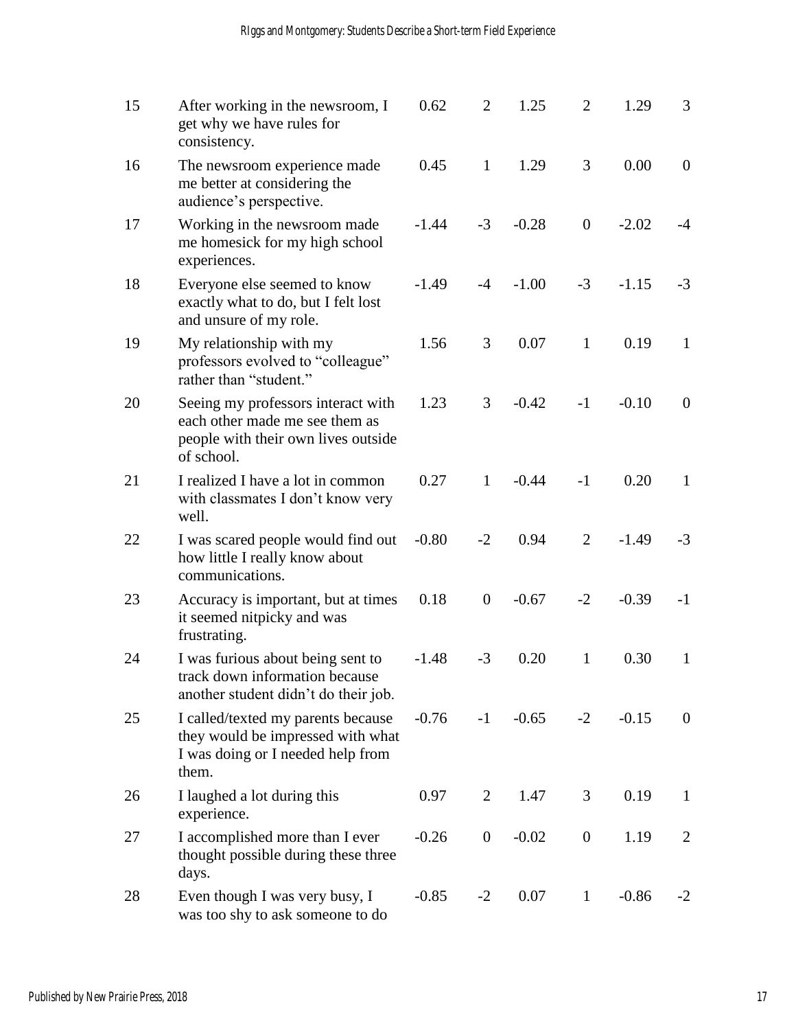| | | | | | | | |
|---|---|---|---|---|---|---|---|
| 15 | After working in the newsroom, I get why we have rules for consistency. | 0.62 | 2 | 1.25 | 2 | 1.29 | 3 |
| 16 | The newsroom experience made me better at considering the audience's perspective. | 0.45 | 1 | 1.29 | 3 | 0.00 | 0 |
| 17 | Working in the newsroom made me homesick for my high school experiences. | -1.44 | -3 | -0.28 | 0 | -2.02 | -4 |
| 18 | Everyone else seemed to know exactly what to do, but I felt lost and unsure of my role. | -1.49 | -4 | -1.00 | -3 | -1.15 | -3 |
| 19 | My relationship with my professors evolved to "colleague" rather than "student." | 1.56 | 3 | 0.07 | 1 | 0.19 | 1 |
| 20 | Seeing my professors interact with each other made me see them as people with their own lives outside of school. | 1.23 | 3 | -0.42 | -1 | -0.10 | 0 |
| 21 | I realized I have a lot in common with classmates I don't know very well. | 0.27 | 1 | -0.44 | -1 | 0.20 | 1 |
| 22 | I was scared people would find out how little I really know about communications. | -0.80 | -2 | 0.94 | 2 | -1.49 | -3 |
| 23 | Accuracy is important, but at times it seemed nitpicky and was frustrating. | 0.18 | 0 | -0.67 | -2 | -0.39 | -1 |
| 24 | I was furious about being sent to track down information because another student didn't do their job. | -1.48 | -3 | 0.20 | 1 | 0.30 | 1 |
| 25 | I called/texted my parents because they would be impressed with what I was doing or I needed help from them. | -0.76 | -1 | -0.65 | -2 | -0.15 | 0 |
| 26 | I laughed a lot during this experience. | 0.97 | 2 | 1.47 | 3 | 0.19 | 1 |
| 27 | I accomplished more than I ever thought possible during these three days. | -0.26 | 0 | -0.02 | 0 | 1.19 | 2 |
| 28 | Even though I was very busy, I was too shy to ask someone to do | -0.85 | -2 | 0.07 | 1 | -0.86 | -2 |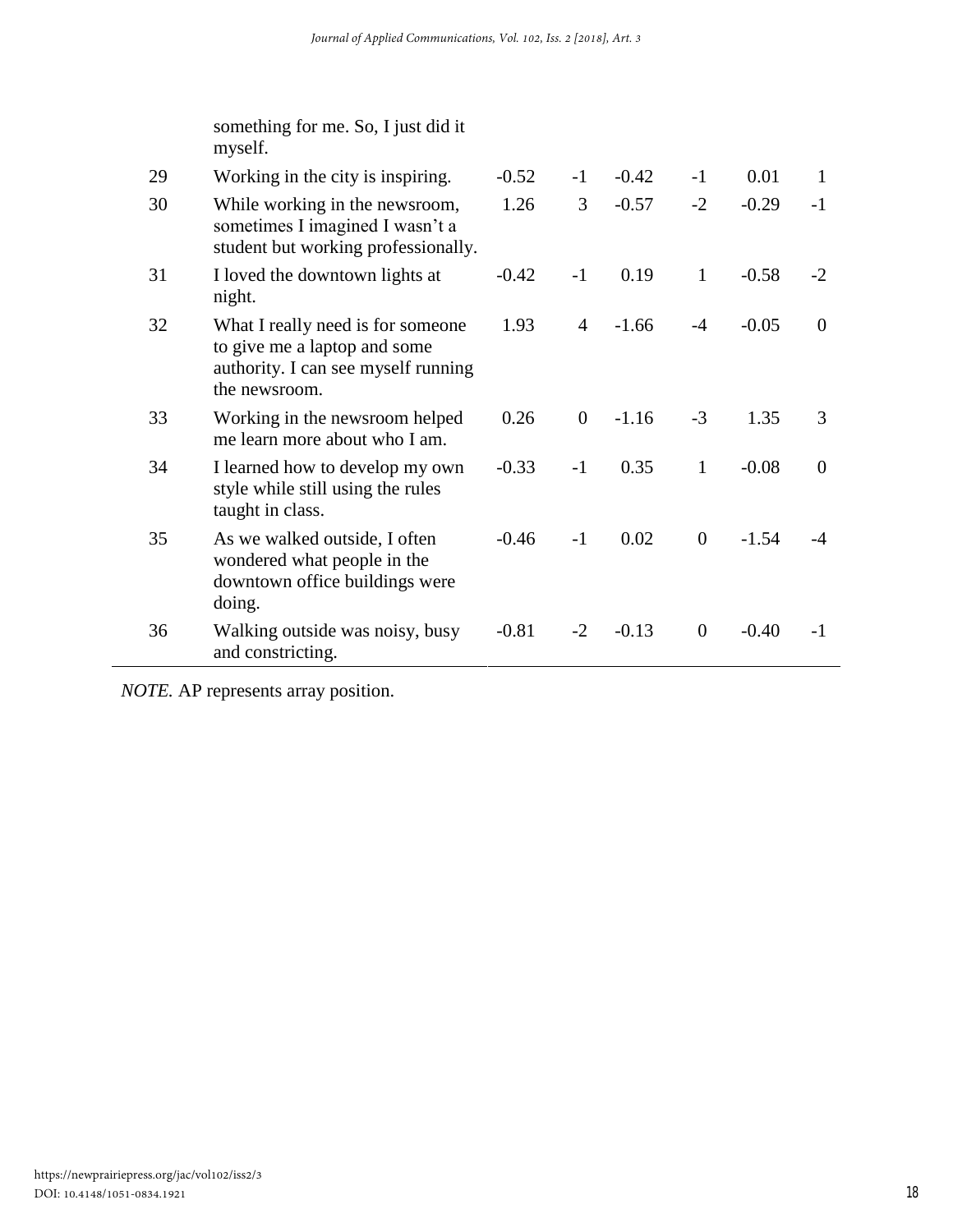| | | | | | | | |
|---|---|---|---|---|---|---|---|
| | something for me. So, I just did it myself. | | | | | | |
| 29 | Working in the city is inspiring. | -0.52 | -1 | -0.42 | -1 | 0.01 | 1 |
| 30 | While working in the newsroom, sometimes I imagined I wasn't a student but working professionally. | 1.26 | 3 | -0.57 | -2 | -0.29 | -1 |
| 31 | I loved the downtown lights at night. | -0.42 | -1 | 0.19 | 1 | -0.58 | -2 |
| 32 | What I really need is for someone to give me a laptop and some authority. I can see myself running the newsroom. | 1.93 | 4 | -1.66 | -4 | -0.05 | 0 |
| 33 | Working in the newsroom helped me learn more about who I am. | 0.26 | 0 | -1.16 | -3 | 1.35 | 3 |
| 34 | I learned how to develop my own style while still using the rules taught in class. | -0.33 | -1 | 0.35 | 1 | -0.08 | 0 |
| 35 | As we walked outside, I often wondered what people in the downtown office buildings were doing. | -0.46 | -1 | 0.02 | 0 | -1.54 | -4 |
| 36 | Walking outside was noisy, busy and constricting. | -0.81 | -2 | -0.13 | 0 | -0.40 | -1 |

*NOTE.* AP represents array position.